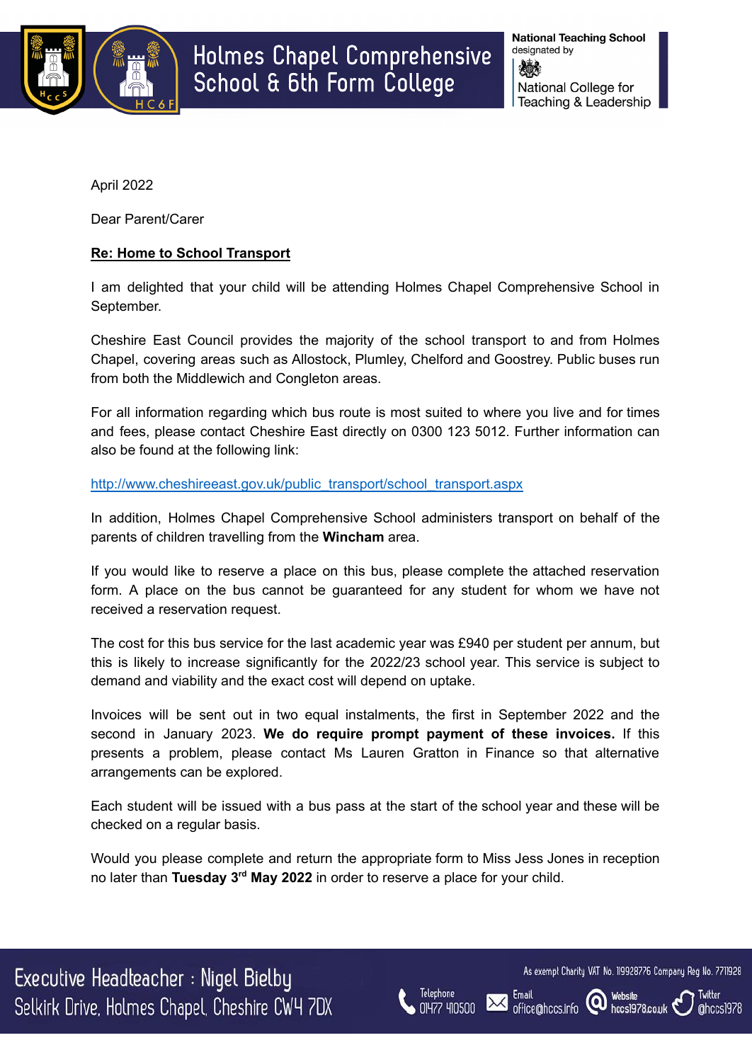April 2022

Dear Parent/Carer

**Re: Home to School Transport**

I am delighted that your child will be attending Holmes Chapel Comprehensive School in September.

Cheshire East Council provides the majority of the school transport to and from Holmes Chapel, covering areas such as Allostock, Plumley, Chelford and Goostrey. Public buses run from both the Middlewich and Congleton areas.

For all information regarding which bus route is most suited to where you live and for times and fees, please contact Cheshire East directly on 0300 123 5012. Further information can also be found at the following link:

http://www.cheshireeast.gov.uk/public_transport/school_transport.aspx

In addition, Holmes Chapel Comprehensive School administers transport on behalf of the parents of children travelling from the **Wincham** area.

If you would like to reserve a place on this bus, please complete the attached reservation form. A place on the bus cannot be guaranteed for any student for whom we have not received a reservation request.

The cost for this bus service for the last academic year was £940 per student per annum, but this is likely to increase significantly for the 2022/23 school year. This service is subject to demand and viability and the exact cost will depend on uptake.

Invoices will be sent out in two equal instalments, the first in September 2022 and the second in January 2023. **We do require prompt payment of these invoices.** If this presents a problem, please contact Ms Lauren Gratton in Finance so that alternative arrangements can be explored.

Each student will be issued with a bus pass at the start of the school year and these will be checked on a regular basis.

Would you please complete and return the appropriate form to Miss Jess Jones in reception no later than **Tuesday 3rd May 2022** in order to reserve a place for your child.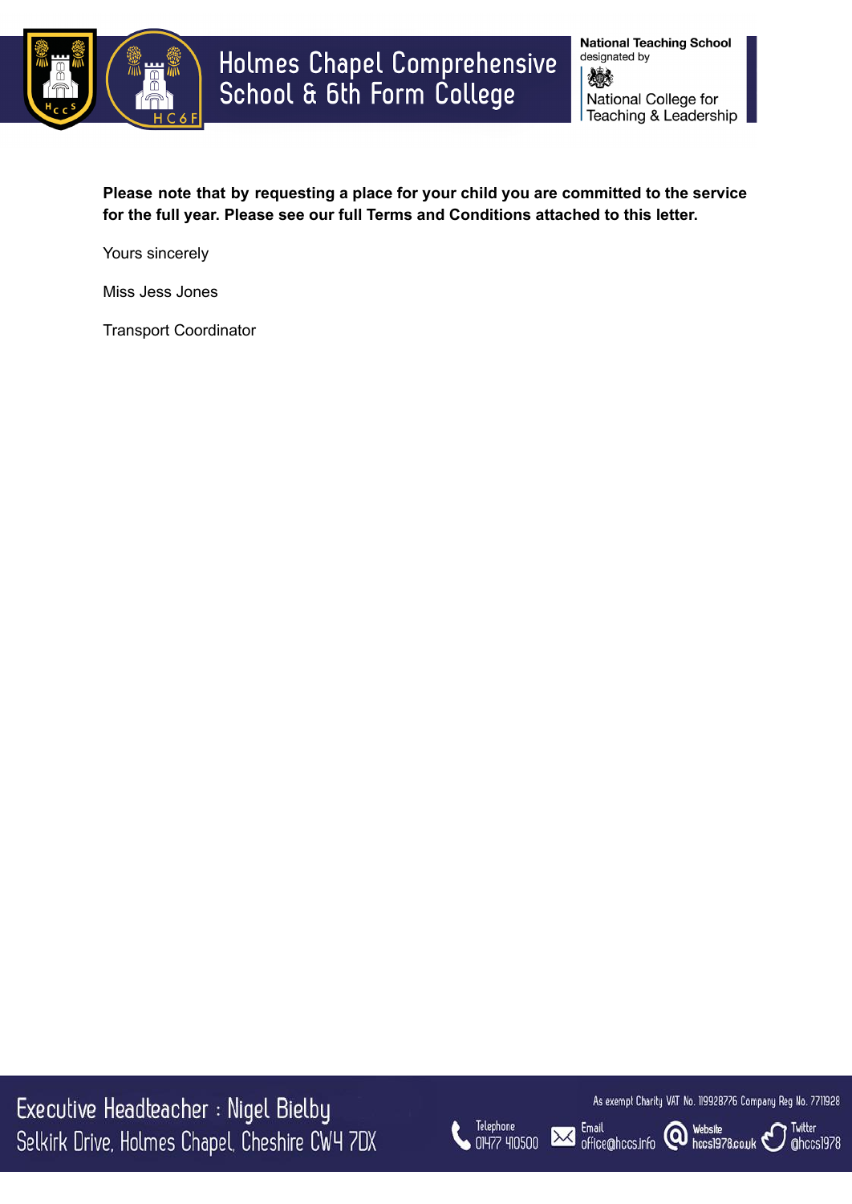**Please note that by requesting a place for your child you are committed to the service for the full year. Please see our full Terms and Conditions attached to this letter.**

Yours sincerely

Miss Jess Jones

Transport Coordinator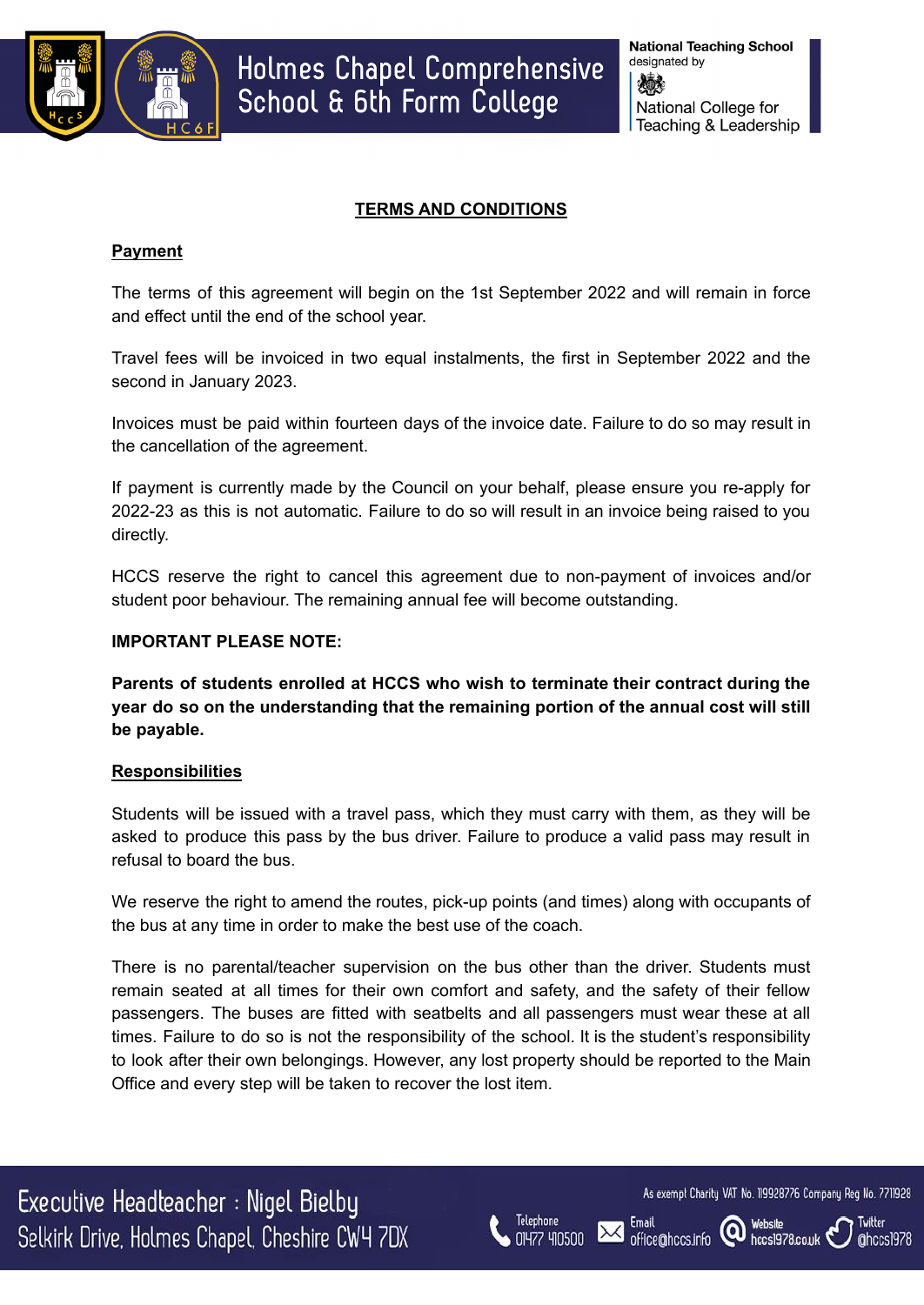## TERMS AND CONDITIONS

### Payment

The terms of this agreement will begin on the 1st September 2022 and will remain in force and effect until the end of the school year.

Travel fees will be invoiced in two equal instalments, the first in September 2022 and the second in January 2023.

Invoices must be paid within fourteen days of the invoice date. Failure to do so may result in the cancellation of the agreement.

If payment is currently made by the Council on your behalf, please ensure you re-apply for 2022-23 as this is not automatic. Failure to do so will result in an invoice being raised to you directly.

HCCS reserve the right to cancel this agreement due to non-payment of invoices and/or student poor behaviour. The remaining annual fee will become outstanding.

**IMPORTANT PLEASE NOTE:**

**Parents of students enrolled at HCCS who wish to terminate their contract during the year do so on the understanding that the remaining portion of the annual cost will still be payable.**

### Responsibilities

Students will be issued with a travel pass, which they must carry with them, as they will be asked to produce this pass by the bus driver. Failure to produce a valid pass may result in refusal to board the bus.

We reserve the right to amend the routes, pick-up points (and times) along with occupants of the bus at any time in order to make the best use of the coach.

There is no parental/teacher supervision on the bus other than the driver. Students must remain seated at all times for their own comfort and safety, and the safety of their fellow passengers. The buses are fitted with seatbelts and all passengers must wear these at all times. Failure to do so is not the responsibility of the school. It is the student's responsibility to look after their own belongings. However, any lost property should be reported to the Main Office and every step will be taken to recover the lost item.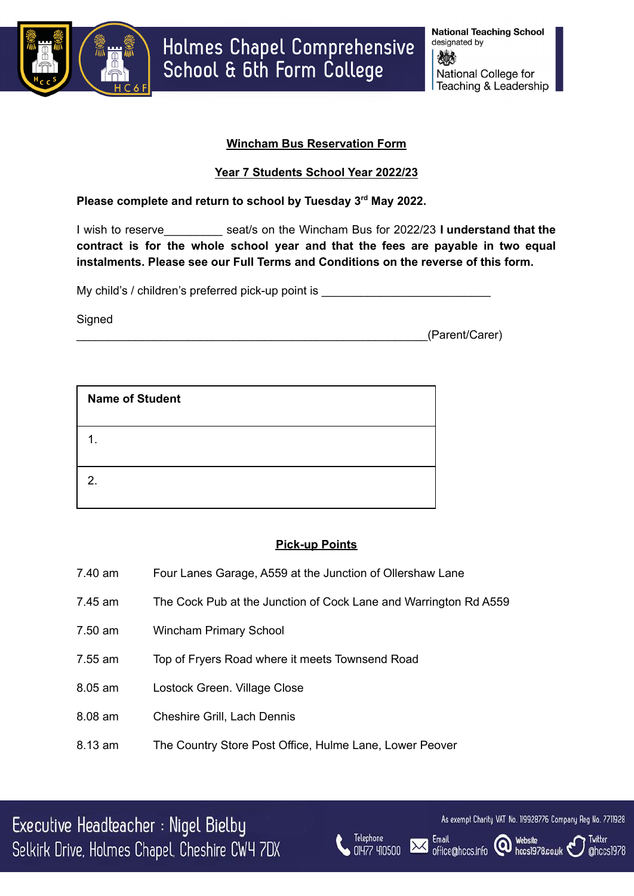**Wincham Bus Reservation Form**

**Year 7 Students School Year 2022/23**

**Please complete and return to school by Tuesday 3rd May 2022.**

I wish to reserve_________ seat/s on the Wincham Bus for 2022/23 **I understand that the contract is for the whole school year and that the fees are payable in two equal instalments. Please see our Full Terms and Conditions on the reverse of this form.**

My child's / children's preferred pick-up point is ___________________________

Signed
________________________________________________________(Parent/Carer)

| **Name of Student** |
|---|
| 1. |
| 2. |

**Pick-up Points**

| | |
|---|---|
| 7.40 am | Four Lanes Garage, A559 at the Junction of Ollershaw Lane |
| 7.45 am | The Cock Pub at the Junction of Cock Lane and Warrington Rd A559 |
| 7.50 am | Wincham Primary School |
| 7.55 am | Top of Fryers Road where it meets Townsend Road |
| 8.05 am | Lostock Green. Village Close |
| 8.08 am | Cheshire Grill, Lach Dennis |
| 8.13 am | The Country Store Post Office, Hulme Lane, Lower Peover |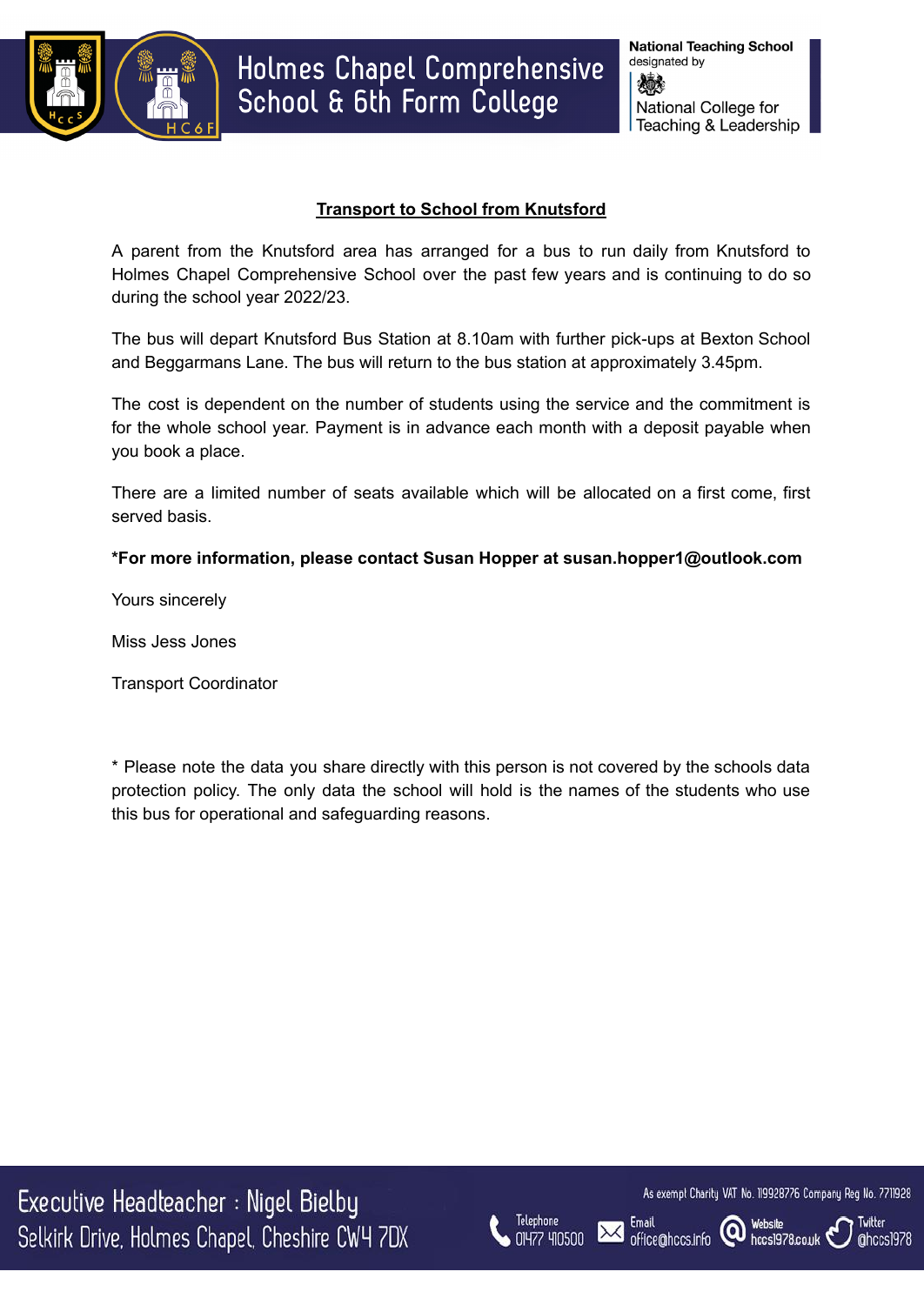**Transport to School from Knutsford**

A parent from the Knutsford area has arranged for a bus to run daily from Knutsford to Holmes Chapel Comprehensive School over the past few years and is continuing to do so during the school year 2022/23.

The bus will depart Knutsford Bus Station at 8.10am with further pick-ups at Bexton School and Beggarmans Lane. The bus will return to the bus station at approximately 3.45pm.

The cost is dependent on the number of students using the service and the commitment is for the whole school year. Payment is in advance each month with a deposit payable when you book a place.

There are a limited number of seats available which will be allocated on a first come, first served basis.

**\*For more information, please contact Susan Hopper at susan.hopper1@outlook.com**

Yours sincerely

Miss Jess Jones

Transport Coordinator

\* Please note the data you share directly with this person is not covered by the schools data protection policy. The only data the school will hold is the names of the students who use this bus for operational and safeguarding reasons.